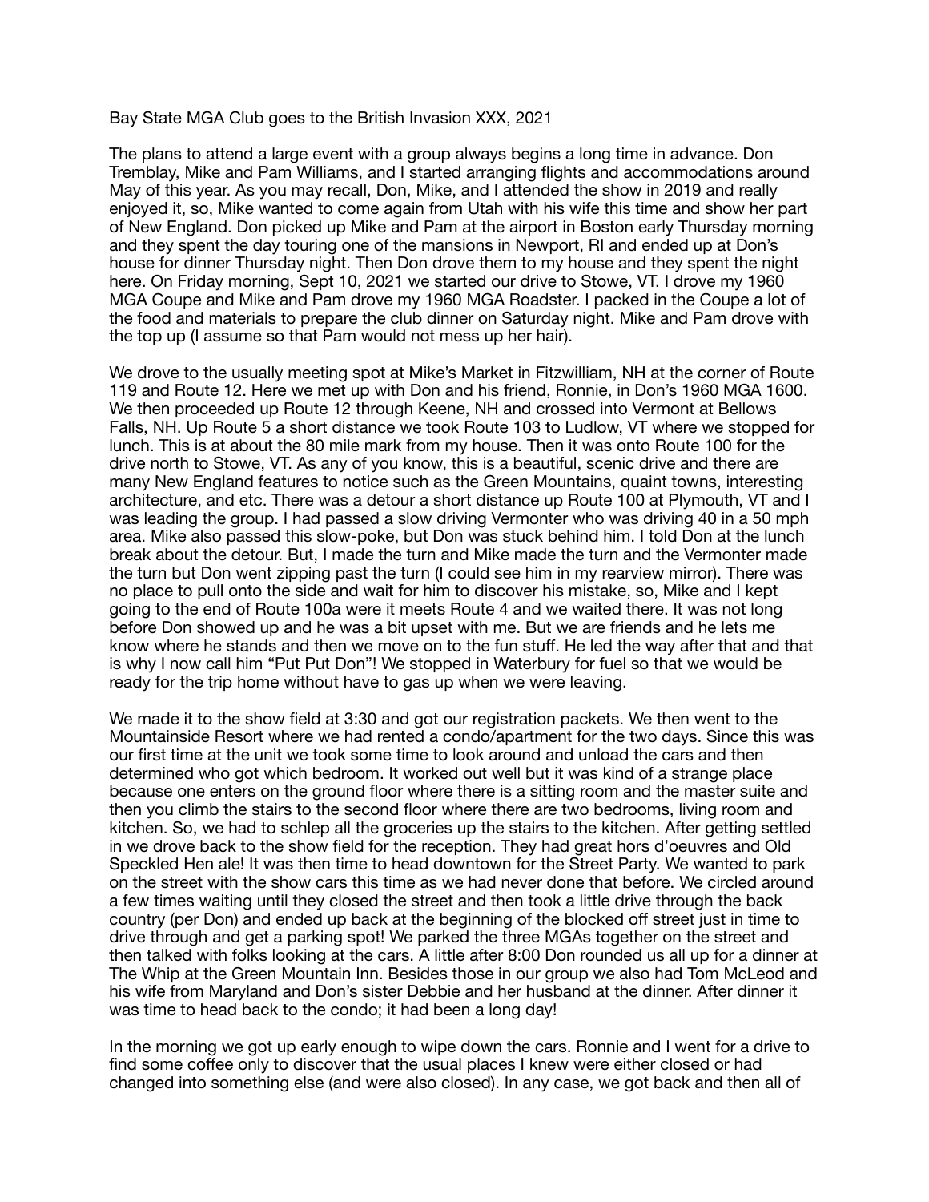Bay State MGA Club goes to the British Invasion XXX, 2021

The plans to attend a large event with a group always begins a long time in advance. Don Tremblay, Mike and Pam Williams, and I started arranging flights and accommodations around May of this year. As you may recall, Don, Mike, and I attended the show in 2019 and really enjoyed it, so, Mike wanted to come again from Utah with his wife this time and show her part of New England. Don picked up Mike and Pam at the airport in Boston early Thursday morning and they spent the day touring one of the mansions in Newport, RI and ended up at Don's house for dinner Thursday night. Then Don drove them to my house and they spent the night here. On Friday morning, Sept 10, 2021 we started our drive to Stowe, VT. I drove my 1960 MGA Coupe and Mike and Pam drove my 1960 MGA Roadster. I packed in the Coupe a lot of the food and materials to prepare the club dinner on Saturday night. Mike and Pam drove with the top up (I assume so that Pam would not mess up her hair).

We drove to the usually meeting spot at Mike's Market in Fitzwilliam, NH at the corner of Route 119 and Route 12. Here we met up with Don and his friend, Ronnie, in Don's 1960 MGA 1600. We then proceeded up Route 12 through Keene, NH and crossed into Vermont at Bellows Falls, NH. Up Route 5 a short distance we took Route 103 to Ludlow, VT where we stopped for lunch. This is at about the 80 mile mark from my house. Then it was onto Route 100 for the drive north to Stowe, VT. As any of you know, this is a beautiful, scenic drive and there are many New England features to notice such as the Green Mountains, quaint towns, interesting architecture, and etc. There was a detour a short distance up Route 100 at Plymouth, VT and I was leading the group. I had passed a slow driving Vermonter who was driving 40 in a 50 mph area. Mike also passed this slow-poke, but Don was stuck behind him. I told Don at the lunch break about the detour. But, I made the turn and Mike made the turn and the Vermonter made the turn but Don went zipping past the turn (I could see him in my rearview mirror). There was no place to pull onto the side and wait for him to discover his mistake, so, Mike and I kept going to the end of Route 100a were it meets Route 4 and we waited there. It was not long before Don showed up and he was a bit upset with me. But we are friends and he lets me know where he stands and then we move on to the fun stuff. He led the way after that and that is why I now call him "Put Put Don"! We stopped in Waterbury for fuel so that we would be ready for the trip home without have to gas up when we were leaving.

We made it to the show field at 3:30 and got our registration packets. We then went to the Mountainside Resort where we had rented a condo/apartment for the two days. Since this was our first time at the unit we took some time to look around and unload the cars and then determined who got which bedroom. It worked out well but it was kind of a strange place because one enters on the ground floor where there is a sitting room and the master suite and then you climb the stairs to the second floor where there are two bedrooms, living room and kitchen. So, we had to schlep all the groceries up the stairs to the kitchen. After getting settled in we drove back to the show field for the reception. They had great hors d'oeuvres and Old Speckled Hen ale! It was then time to head downtown for the Street Party. We wanted to park on the street with the show cars this time as we had never done that before. We circled around a few times waiting until they closed the street and then took a little drive through the back country (per Don) and ended up back at the beginning of the blocked off street just in time to drive through and get a parking spot! We parked the three MGAs together on the street and then talked with folks looking at the cars. A little after 8:00 Don rounded us all up for a dinner at The Whip at the Green Mountain Inn. Besides those in our group we also had Tom McLeod and his wife from Maryland and Don's sister Debbie and her husband at the dinner. After dinner it was time to head back to the condo; it had been a long day!

In the morning we got up early enough to wipe down the cars. Ronnie and I went for a drive to find some coffee only to discover that the usual places I knew were either closed or had changed into something else (and were also closed). In any case, we got back and then all of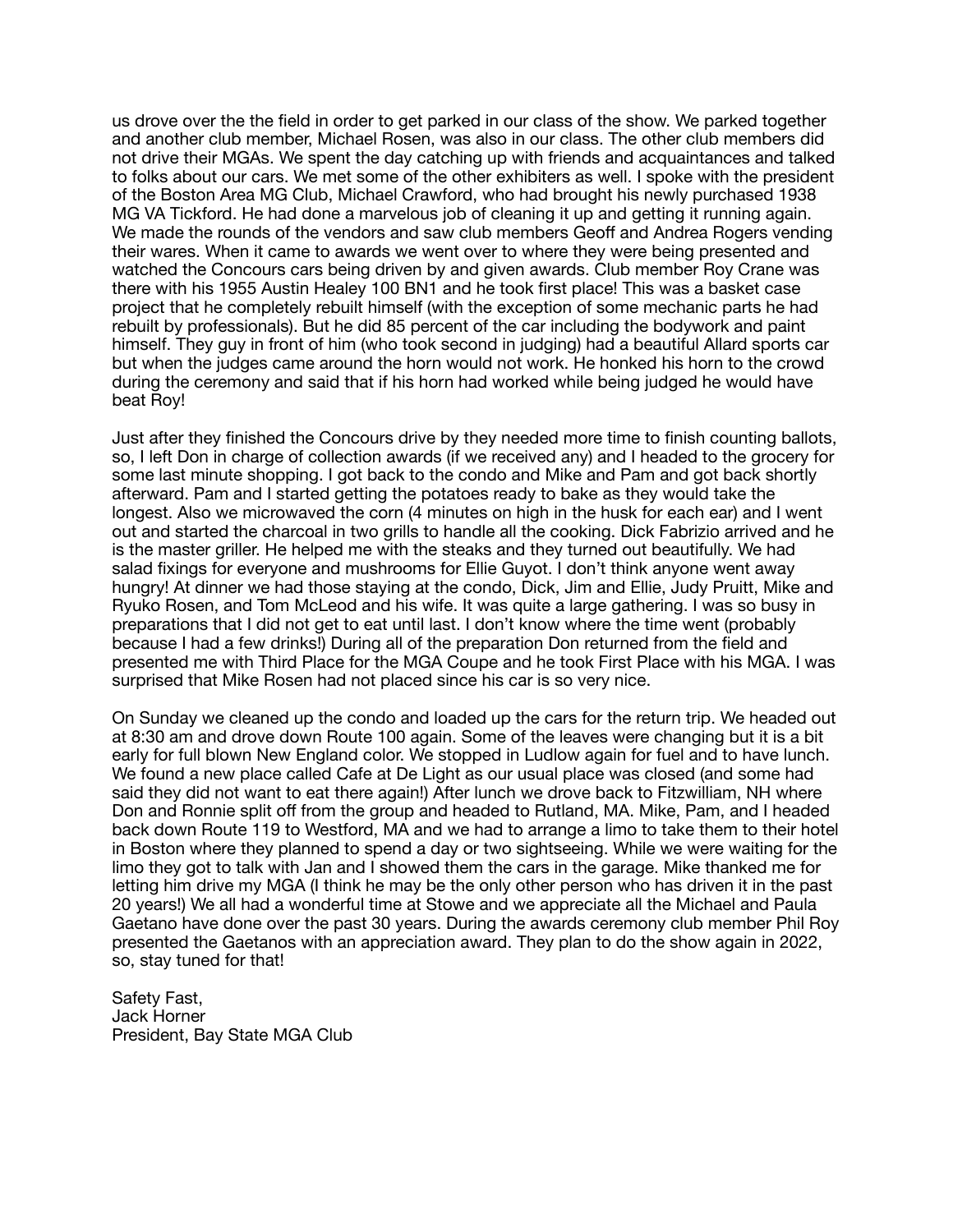us drove over the the field in order to get parked in our class of the show. We parked together and another club member, Michael Rosen, was also in our class. The other club members did not drive their MGAs. We spent the day catching up with friends and acquaintances and talked to folks about our cars. We met some of the other exhibiters as well. I spoke with the president of the Boston Area MG Club, Michael Crawford, who had brought his newly purchased 1938 MG VA Tickford. He had done a marvelous job of cleaning it up and getting it running again. We made the rounds of the vendors and saw club members Geoff and Andrea Rogers vending their wares. When it came to awards we went over to where they were being presented and watched the Concours cars being driven by and given awards. Club member Roy Crane was there with his 1955 Austin Healey 100 BN1 and he took first place! This was a basket case project that he completely rebuilt himself (with the exception of some mechanic parts he had rebuilt by professionals). But he did 85 percent of the car including the bodywork and paint himself. They guy in front of him (who took second in judging) had a beautiful Allard sports car but when the judges came around the horn would not work. He honked his horn to the crowd during the ceremony and said that if his horn had worked while being judged he would have beat Roy!

Just after they finished the Concours drive by they needed more time to finish counting ballots, so, I left Don in charge of collection awards (if we received any) and I headed to the grocery for some last minute shopping. I got back to the condo and Mike and Pam and got back shortly afterward. Pam and I started getting the potatoes ready to bake as they would take the longest. Also we microwaved the corn (4 minutes on high in the husk for each ear) and I went out and started the charcoal in two grills to handle all the cooking. Dick Fabrizio arrived and he is the master griller. He helped me with the steaks and they turned out beautifully. We had salad fixings for everyone and mushrooms for Ellie Guyot. I don't think anyone went away hungry! At dinner we had those staying at the condo, Dick, Jim and Ellie, Judy Pruitt, Mike and Ryuko Rosen, and Tom McLeod and his wife. It was quite a large gathering. I was so busy in preparations that I did not get to eat until last. I don't know where the time went (probably because I had a few drinks!) During all of the preparation Don returned from the field and presented me with Third Place for the MGA Coupe and he took First Place with his MGA. I was surprised that Mike Rosen had not placed since his car is so very nice.

On Sunday we cleaned up the condo and loaded up the cars for the return trip. We headed out at 8:30 am and drove down Route 100 again. Some of the leaves were changing but it is a bit early for full blown New England color. We stopped in Ludlow again for fuel and to have lunch. We found a new place called Cafe at De Light as our usual place was closed (and some had said they did not want to eat there again!) After lunch we drove back to Fitzwilliam, NH where Don and Ronnie split off from the group and headed to Rutland, MA. Mike, Pam, and I headed back down Route 119 to Westford, MA and we had to arrange a limo to take them to their hotel in Boston where they planned to spend a day or two sightseeing. While we were waiting for the limo they got to talk with Jan and I showed them the cars in the garage. Mike thanked me for letting him drive my MGA (I think he may be the only other person who has driven it in the past 20 years!) We all had a wonderful time at Stowe and we appreciate all the Michael and Paula Gaetano have done over the past 30 years. During the awards ceremony club member Phil Roy presented the Gaetanos with an appreciation award. They plan to do the show again in 2022, so, stay tuned for that!

Safety Fast,
Jack Horner
President, Bay State MGA Club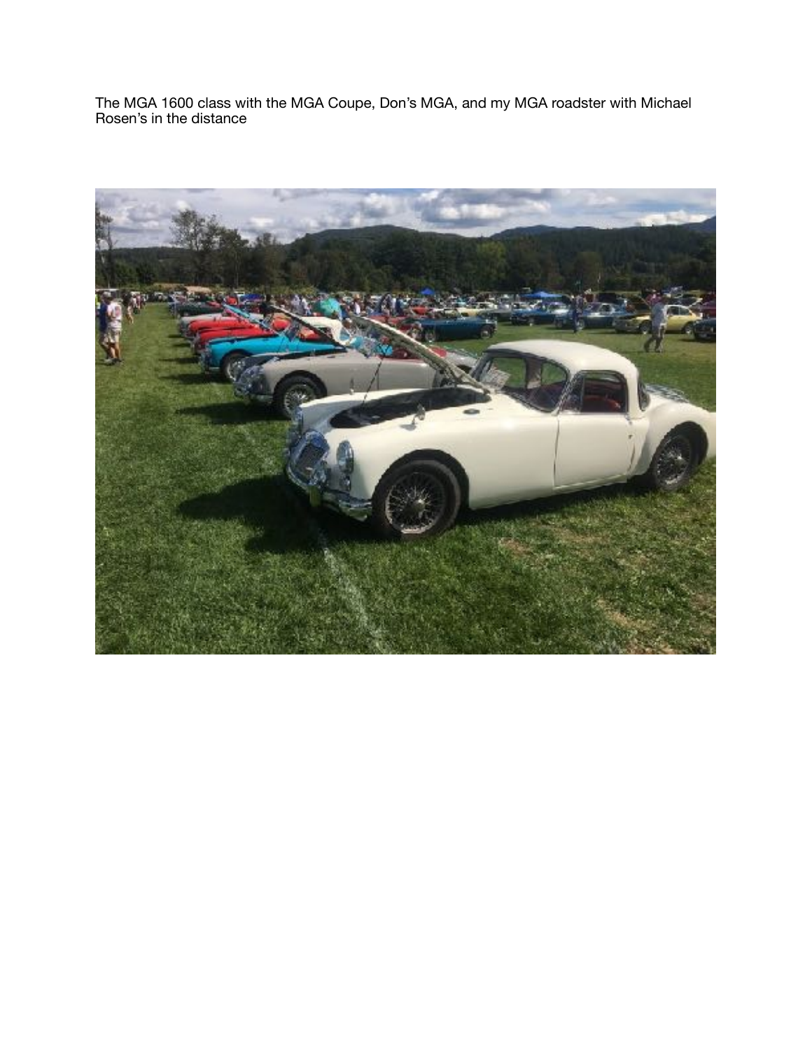The MGA 1600 class with the MGA Coupe, Don's MGA, and my MGA roadster with Michael Rosen's in the distance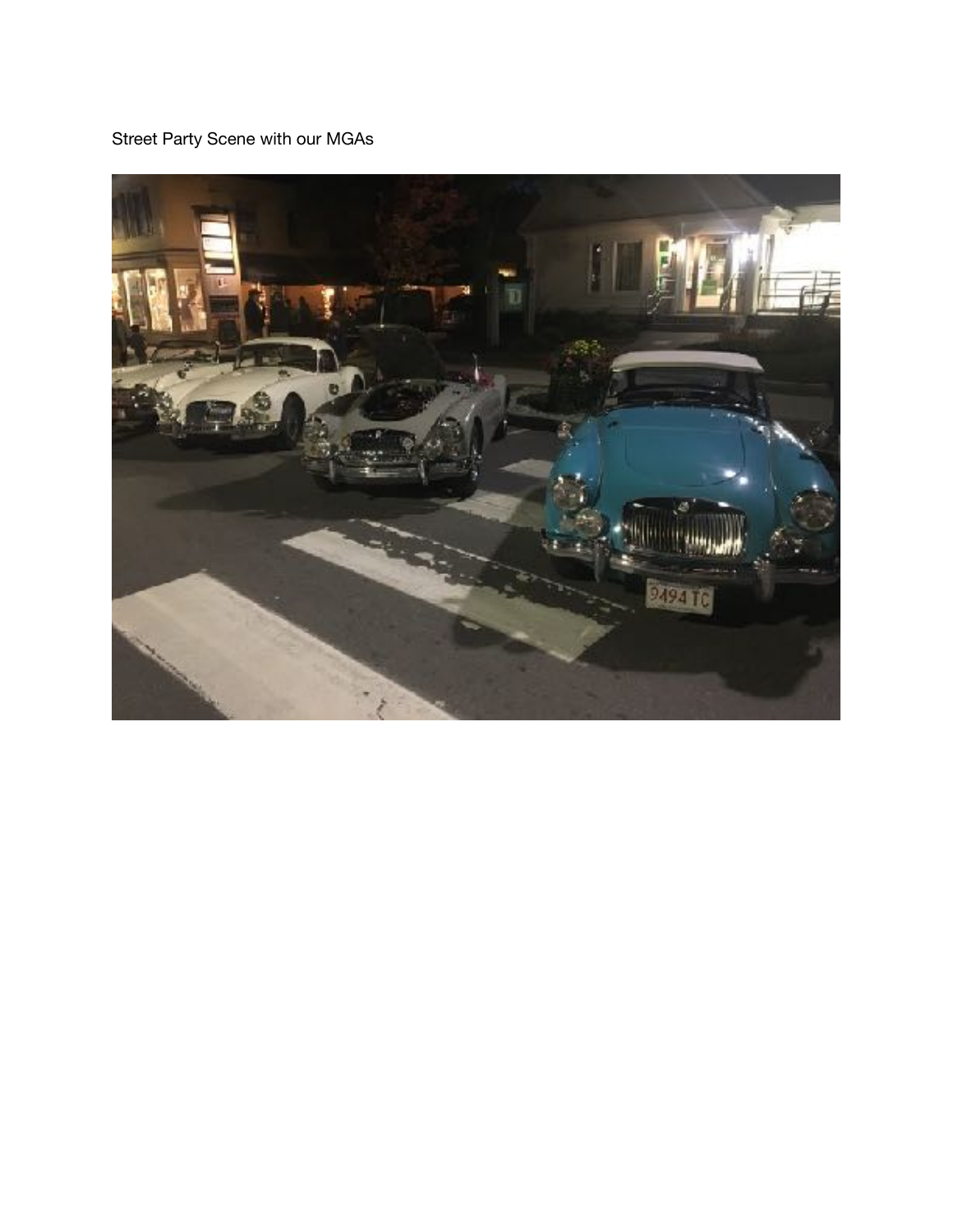Street Party Scene with our MGAs